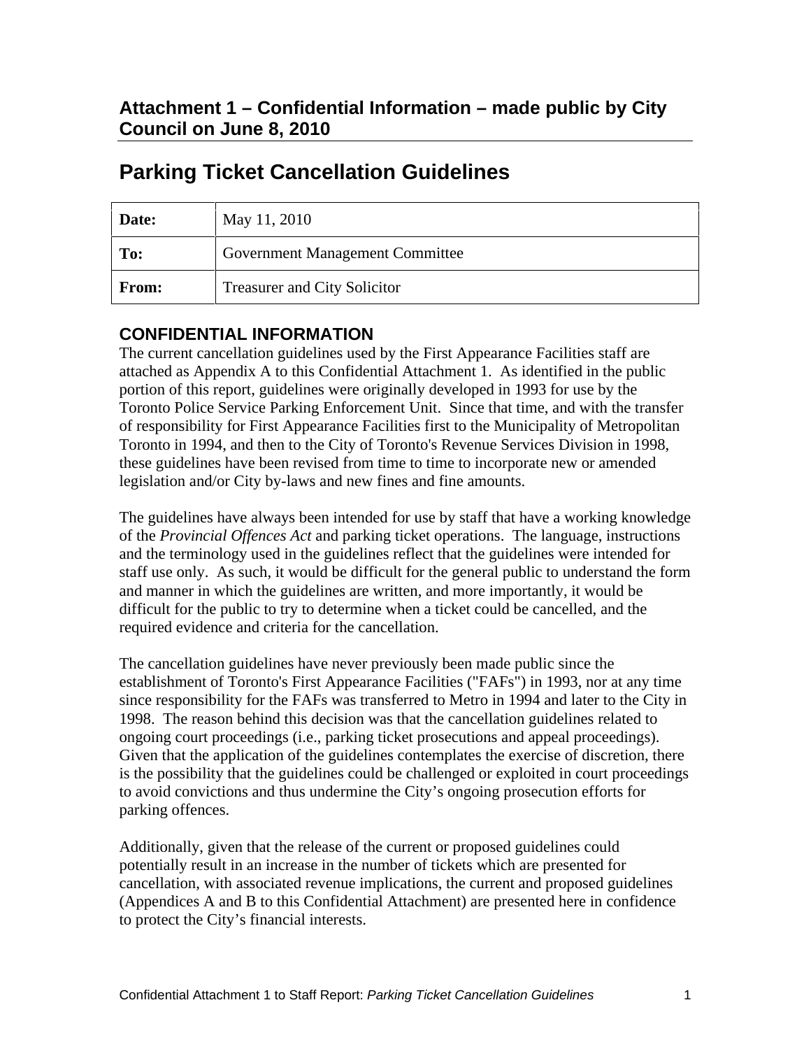## Attachment 1 – Confidential Information – made public by City Council on June 8, 2010

# Parking Ticket Cancellation Guidelines

| Date: | May 11, 2010 |
|---|---|
| To: | Government Management Committee |
| From: | Treasurer and City Solicitor |

## CONFIDENTIAL INFORMATION

The current cancellation guidelines used by the First Appearance Facilities staff are attached as Appendix A to this Confidential Attachment 1. As identified in the public portion of this report, guidelines were originally developed in 1993 for use by the Toronto Police Service Parking Enforcement Unit. Since that time, and with the transfer of responsibility for First Appearance Facilities first to the Municipality of Metropolitan Toronto in 1994, and then to the City of Toronto's Revenue Services Division in 1998, these guidelines have been revised from time to time to incorporate new or amended legislation and/or City by-laws and new fines and fine amounts.

The guidelines have always been intended for use by staff that have a working knowledge of the *Provincial Offences Act* and parking ticket operations. The language, instructions and the terminology used in the guidelines reflect that the guidelines were intended for staff use only. As such, it would be difficult for the general public to understand the form and manner in which the guidelines are written, and more importantly, it would be difficult for the public to try to determine when a ticket could be cancelled, and the required evidence and criteria for the cancellation.

The cancellation guidelines have never previously been made public since the establishment of Toronto's First Appearance Facilities ("FAFs") in 1993, nor at any time since responsibility for the FAFs was transferred to Metro in 1994 and later to the City in 1998. The reason behind this decision was that the cancellation guidelines related to ongoing court proceedings (i.e., parking ticket prosecutions and appeal proceedings). Given that the application of the guidelines contemplates the exercise of discretion, there is the possibility that the guidelines could be challenged or exploited in court proceedings to avoid convictions and thus undermine the City's ongoing prosecution efforts for parking offences.

Additionally, given that the release of the current or proposed guidelines could potentially result in an increase in the number of tickets which are presented for cancellation, with associated revenue implications, the current and proposed guidelines (Appendices A and B to this Confidential Attachment) are presented here in confidence to protect the City's financial interests.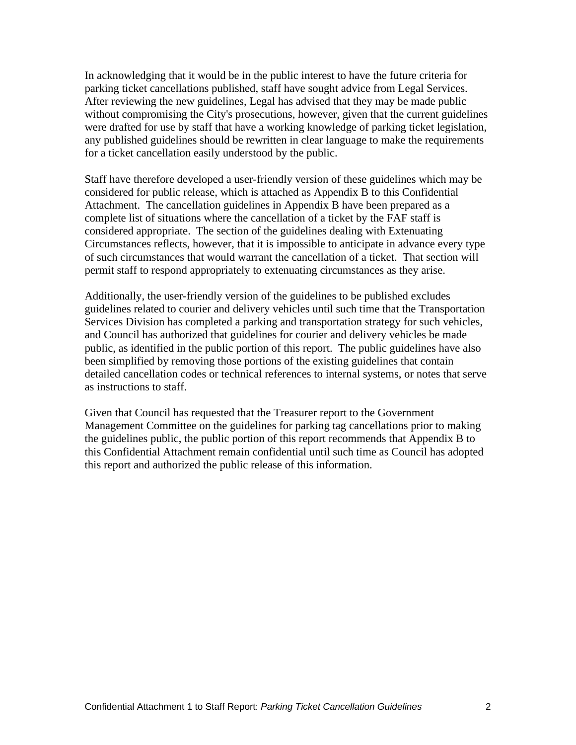In acknowledging that it would be in the public interest to have the future criteria for parking ticket cancellations published, staff have sought advice from Legal Services. After reviewing the new guidelines, Legal has advised that they may be made public without compromising the City's prosecutions, however, given that the current guidelines were drafted for use by staff that have a working knowledge of parking ticket legislation, any published guidelines should be rewritten in clear language to make the requirements for a ticket cancellation easily understood by the public.

Staff have therefore developed a user-friendly version of these guidelines which may be considered for public release, which is attached as Appendix B to this Confidential Attachment. The cancellation guidelines in Appendix B have been prepared as a complete list of situations where the cancellation of a ticket by the FAF staff is considered appropriate. The section of the guidelines dealing with Extenuating Circumstances reflects, however, that it is impossible to anticipate in advance every type of such circumstances that would warrant the cancellation of a ticket. That section will permit staff to respond appropriately to extenuating circumstances as they arise.

Additionally, the user-friendly version of the guidelines to be published excludes guidelines related to courier and delivery vehicles until such time that the Transportation Services Division has completed a parking and transportation strategy for such vehicles, and Council has authorized that guidelines for courier and delivery vehicles be made public, as identified in the public portion of this report. The public guidelines have also been simplified by removing those portions of the existing guidelines that contain detailed cancellation codes or technical references to internal systems, or notes that serve as instructions to staff.

Given that Council has requested that the Treasurer report to the Government Management Committee on the guidelines for parking tag cancellations prior to making the guidelines public, the public portion of this report recommends that Appendix B to this Confidential Attachment remain confidential until such time as Council has adopted this report and authorized the public release of this information.